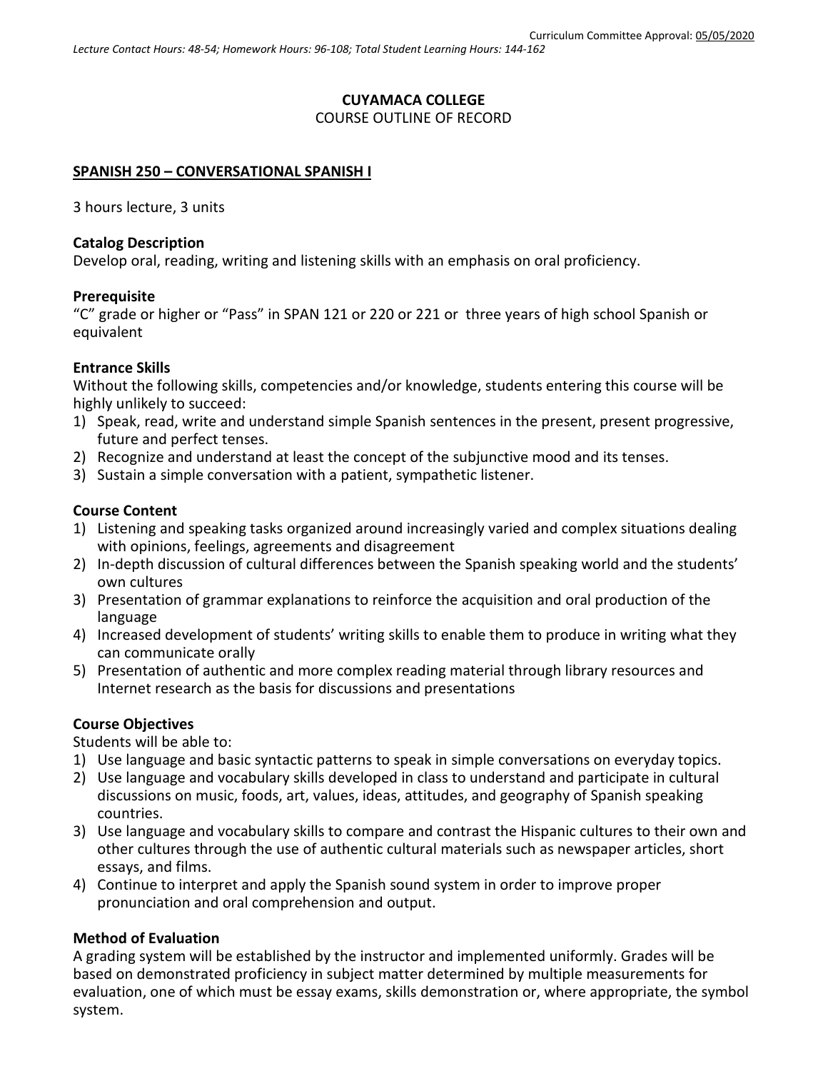Curriculum Committee Approval: 05/05/2020

*Lecture Contact Hours: 48-54; Homework Hours: 96-108; Total Student Learning Hours: 144-162*

**CUYAMACA COLLEGE**
COURSE OUTLINE OF RECORD

## SPANISH 250 – CONVERSATIONAL SPANISH I

3 hours lecture, 3 units

### Catalog Description

Develop oral, reading, writing and listening skills with an emphasis on oral proficiency.

### Prerequisite

"C" grade or higher or "Pass" in SPAN 121 or 220 or 221 or three years of high school Spanish or equivalent

### Entrance Skills

Without the following skills, competencies and/or knowledge, students entering this course will be highly unlikely to succeed:

1) Speak, read, write and understand simple Spanish sentences in the present, present progressive, future and perfect tenses.
2) Recognize and understand at least the concept of the subjunctive mood and its tenses.
3) Sustain a simple conversation with a patient, sympathetic listener.

### Course Content

1) Listening and speaking tasks organized around increasingly varied and complex situations dealing with opinions, feelings, agreements and disagreement
2) In-depth discussion of cultural differences between the Spanish speaking world and the students' own cultures
3) Presentation of grammar explanations to reinforce the acquisition and oral production of the language
4) Increased development of students' writing skills to enable them to produce in writing what they can communicate orally
5) Presentation of authentic and more complex reading material through library resources and Internet research as the basis for discussions and presentations

### Course Objectives

Students will be able to:

1) Use language and basic syntactic patterns to speak in simple conversations on everyday topics.
2) Use language and vocabulary skills developed in class to understand and participate in cultural discussions on music, foods, art, values, ideas, attitudes, and geography of Spanish speaking countries.
3) Use language and vocabulary skills to compare and contrast the Hispanic cultures to their own and other cultures through the use of authentic cultural materials such as newspaper articles, short essays, and films.
4) Continue to interpret and apply the Spanish sound system in order to improve proper pronunciation and oral comprehension and output.

### Method of Evaluation

A grading system will be established by the instructor and implemented uniformly. Grades will be based on demonstrated proficiency in subject matter determined by multiple measurements for evaluation, one of which must be essay exams, skills demonstration or, where appropriate, the symbol system.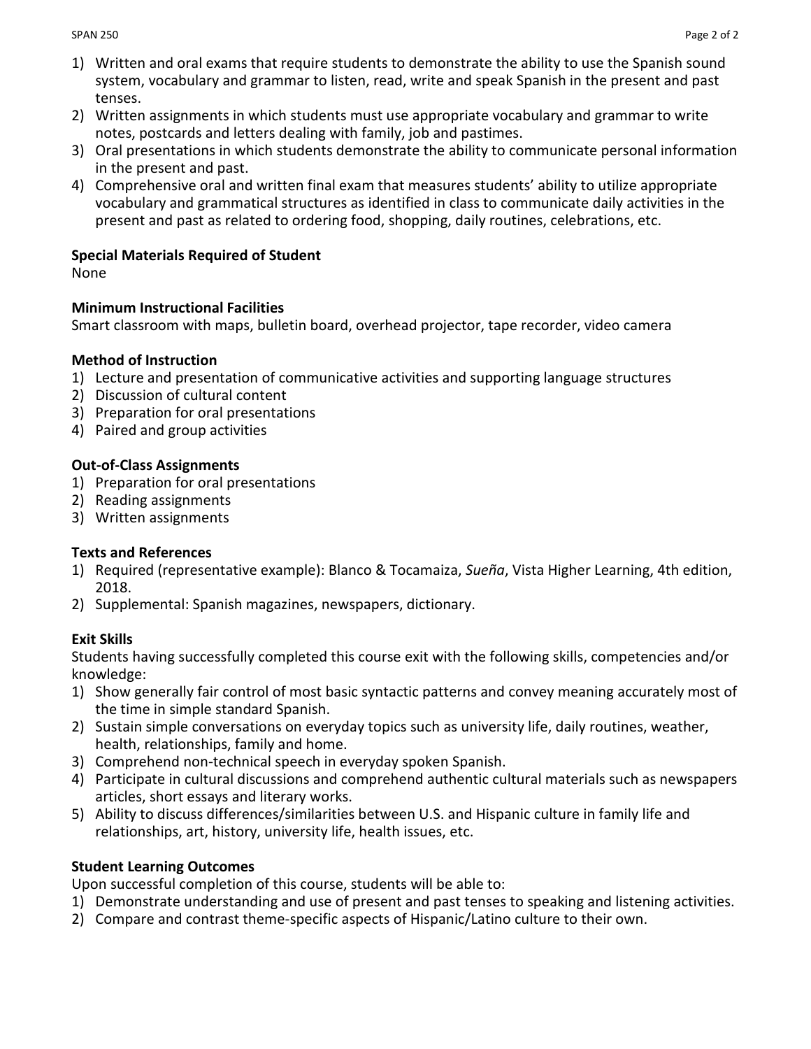1) Written and oral exams that require students to demonstrate the ability to use the Spanish sound system, vocabulary and grammar to listen, read, write and speak Spanish in the present and past tenses.
2) Written assignments in which students must use appropriate vocabulary and grammar to write notes, postcards and letters dealing with family, job and pastimes.
3) Oral presentations in which students demonstrate the ability to communicate personal information in the present and past.
4) Comprehensive oral and written final exam that measures students' ability to utilize appropriate vocabulary and grammatical structures as identified in class to communicate daily activities in the present and past as related to ordering food, shopping, daily routines, celebrations, etc.

**Special Materials Required of Student**

None

**Minimum Instructional Facilities**

Smart classroom with maps, bulletin board, overhead projector, tape recorder, video camera

**Method of Instruction**

1) Lecture and presentation of communicative activities and supporting language structures
2) Discussion of cultural content
3) Preparation for oral presentations
4) Paired and group activities

**Out-of-Class Assignments**

1) Preparation for oral presentations
2) Reading assignments
3) Written assignments

**Texts and References**

1) Required (representative example): Blanco & Tocamaiza, *Sueña*, Vista Higher Learning, 4th edition, 2018.
2) Supplemental: Spanish magazines, newspapers, dictionary.

**Exit Skills**

Students having successfully completed this course exit with the following skills, competencies and/or knowledge:

1) Show generally fair control of most basic syntactic patterns and convey meaning accurately most of the time in simple standard Spanish.
2) Sustain simple conversations on everyday topics such as university life, daily routines, weather, health, relationships, family and home.
3) Comprehend non-technical speech in everyday spoken Spanish.
4) Participate in cultural discussions and comprehend authentic cultural materials such as newspapers articles, short essays and literary works.
5) Ability to discuss differences/similarities between U.S. and Hispanic culture in family life and relationships, art, history, university life, health issues, etc.

**Student Learning Outcomes**

Upon successful completion of this course, students will be able to:

1) Demonstrate understanding and use of present and past tenses to speaking and listening activities.
2) Compare and contrast theme-specific aspects of Hispanic/Latino culture to their own.